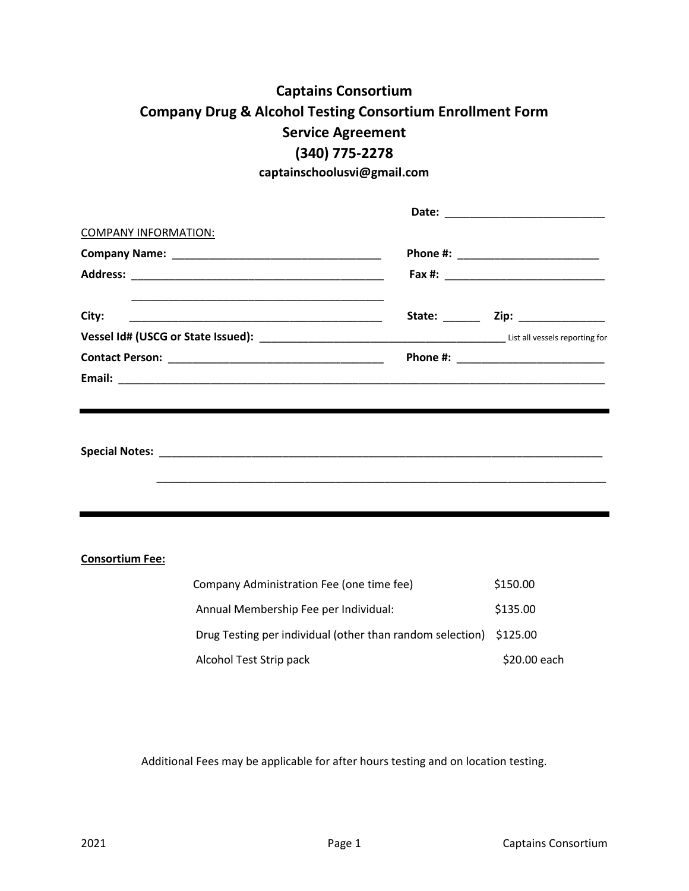# Captains Consortium

## Company Drug & Alcohol Testing Consortium Enrollment Form

## Service Agreement

## (340) 775-2278

**captainschoolusvi@gmail.com**

**Date:** ___________________________

COMPANY INFORMATION:

**Company Name:** ___________________________________ **Phone #:** ________________________

**Address:** ___________________________________________ **Fax #:** ___________________________

___________________________________________

**City:** ___________________________________________ **State:** ______ **Zip:** ______________

**Vessel Id# (USCG or State Issued):** _________________________________________ List all vessels reporting for

**Contact Person:** ____________________________________ **Phone #:** _________________________

**Email:** ______________________________________________________________________________________

---

**Special Notes:** ___________________________________________________________________________

___________________________________________________________________________

---

**Consortium Fee:**

| | |
|---|---|
| Company Administration Fee (one time fee) | $150.00 |
| Annual Membership Fee per Individual: | $135.00 |
| Drug Testing per individual (other than random selection) | $125.00 |
| Alcohol Test Strip pack | $20.00 each |

Additional Fees may be applicable for after hours testing and on location testing.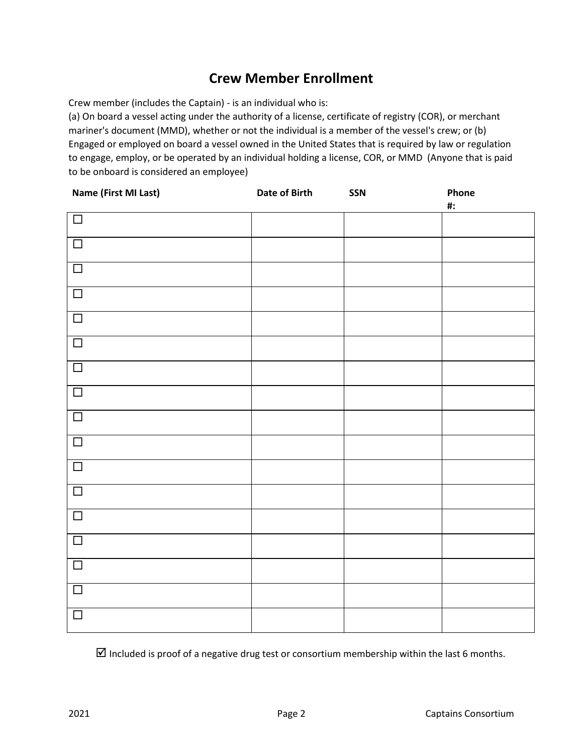# Crew Member Enrollment

Crew member (includes the Captain) - is an individual who is:

(a) On board a vessel acting under the authority of a license, certificate of registry (COR), or merchant mariner's document (MMD), whether or not the individual is a member of the vessel's crew; or (b) Engaged or employed on board a vessel owned in the United States that is required by law or regulation to engage, employ, or be operated by an individual holding a license, COR, or MMD (Anyone that is paid to be onboard is considered an employee)

| Name (First MI Last) | Date of Birth | SSN | Phone #: |
|---|---|---|---|
| ☐ | | | |
| ☐ | | | |
| ☐ | | | |
| ☐ | | | |
| ☐ | | | |
| ☐ | | | |
| ☐ | | | |
| ☐ | | | |
| ☐ | | | |
| ☐ | | | |
| ☐ | | | |
| ☐ | | | |
| ☐ | | | |
| ☐ | | | |
| ☐ | | | |
| ☐ | | | |
| ☐ | | | |

☑ Included is proof of a negative drug test or consortium membership within the last 6 months.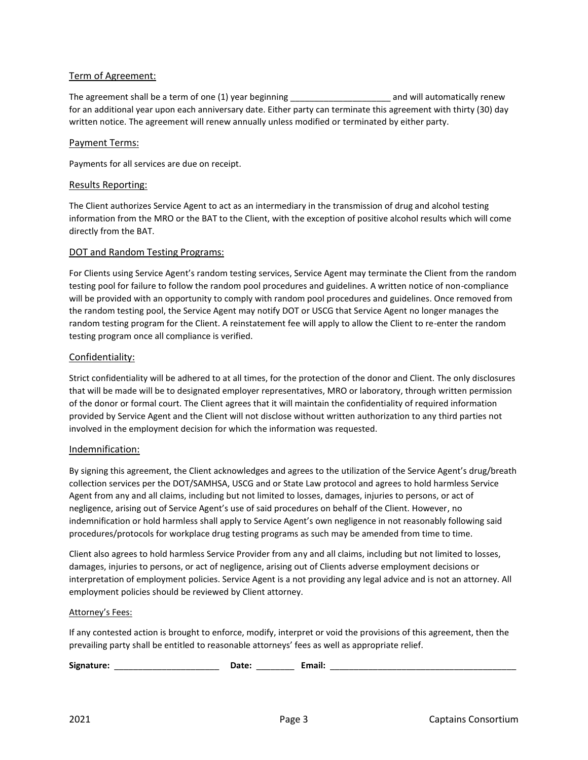## Term of Agreement:

The agreement shall be a term of one (1) year beginning ____________________ and will automatically renew for an additional year upon each anniversary date. Either party can terminate this agreement with thirty (30) day written notice. The agreement will renew annually unless modified or terminated by either party.

## Payment Terms:

Payments for all services are due on receipt.

## Results Reporting:

The Client authorizes Service Agent to act as an intermediary in the transmission of drug and alcohol testing information from the MRO or the BAT to the Client, with the exception of positive alcohol results which will come directly from the BAT.

## DOT and Random Testing Programs:

For Clients using Service Agent's random testing services, Service Agent may terminate the Client from the random testing pool for failure to follow the random pool procedures and guidelines. A written notice of non-compliance will be provided with an opportunity to comply with random pool procedures and guidelines. Once removed from the random testing pool, the Service Agent may notify DOT or USCG that Service Agent no longer manages the random testing program for the Client. A reinstatement fee will apply to allow the Client to re-enter the random testing program once all compliance is verified.

## Confidentiality:

Strict confidentiality will be adhered to at all times, for the protection of the donor and Client. The only disclosures that will be made will be to designated employer representatives, MRO or laboratory, through written permission of the donor or formal court. The Client agrees that it will maintain the confidentiality of required information provided by Service Agent and the Client will not disclose without written authorization to any third parties not involved in the employment decision for which the information was requested.

## Indemnification:

By signing this agreement, the Client acknowledges and agrees to the utilization of the Service Agent's drug/breath collection services per the DOT/SAMHSA, USCG and or State Law protocol and agrees to hold harmless Service Agent from any and all claims, including but not limited to losses, damages, injuries to persons, or act of negligence, arising out of Service Agent's use of said procedures on behalf of the Client. However, no indemnification or hold harmless shall apply to Service Agent's own negligence in not reasonably following said procedures/protocols for workplace drug testing programs as such may be amended from time to time.

Client also agrees to hold harmless Service Provider from any and all claims, including but not limited to losses, damages, injuries to persons, or act of negligence, arising out of Clients adverse employment decisions or interpretation of employment policies. Service Agent is a not providing any legal advice and is not an attorney. All employment policies should be reviewed by Client attorney.

### Attorney's Fees:

If any contested action is brought to enforce, modify, interpret or void the provisions of this agreement, then the prevailing party shall be entitled to reasonable attorneys' fees as well as appropriate relief.

**Signature:** ______________________ **Date:** ________ **Email:** ________________________________________